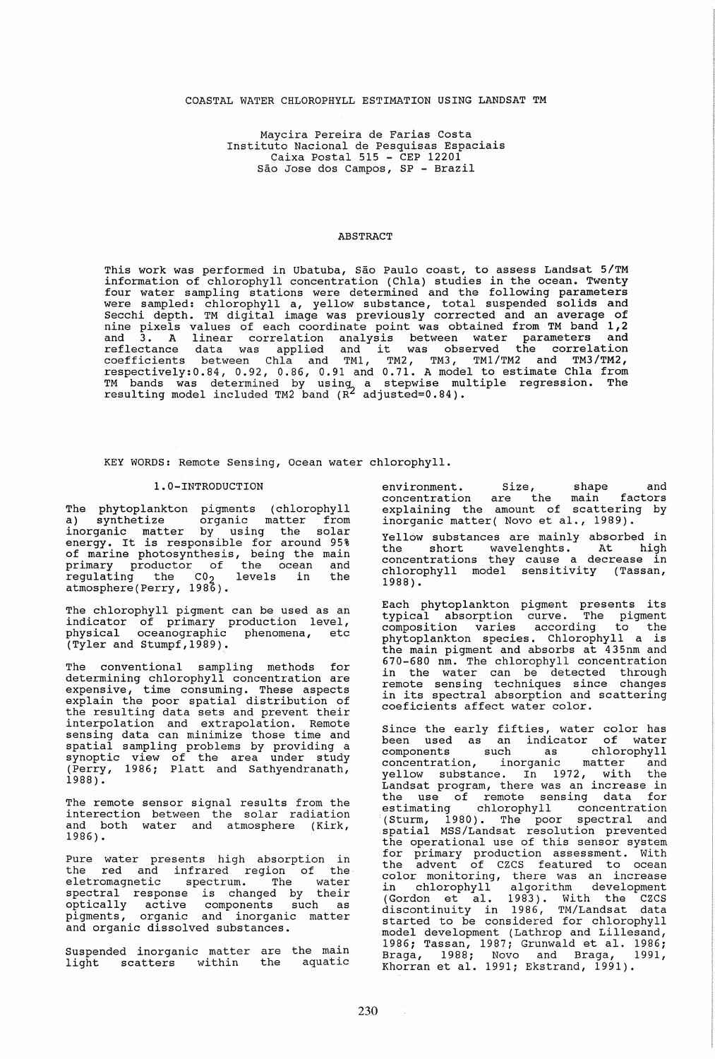# COASTAL WATER CHLOROPHYLL ESTIMATION USING LANDSAT TM

Maycira Pereira de Farias Costa
Instituto Nacional de Pesquisas Espaciais
Caixa Postal 515 - CEP 12201
São Jose dos Campos, SP - Brazil

## ABSTRACT

This work was performed in Ubatuba, São Paulo coast, to assess Landsat 5/TM information of chlorophyll concentration (Chla) studies in the ocean. Twenty four water sampling stations were determined and the following parameters were sampled: chlorophyll a, yellow substance, total suspended solids and Secchi depth. TM digital image was previously corrected and an average of nine pixels values of each coordinate point was obtained from TM band 1,2 and 3. A linear correlation analysis between water parameters and reflectance data was applied and it was observed the correlation coefficients between Chla and TM1, TM2, TM3, TM1/TM2 and TM3/TM2, respectively:0.84, 0.92, 0.86, 0.91 and 0.71. A model to estimate Chla from TM bands was determined by using a stepwise multiple regression. The resulting model included TM2 band ($R^2$ adjusted=0.84).

KEY WORDS: Remote Sensing, Ocean water chlorophyll.

## 1.0-INTRODUCTION

The phytoplankton pigments (chlorophyll a) synthetize organic matter from inorganic matter by using the solar energy. It is responsible for around 95% of marine photosynthesis, being the main primary productor of the ocean and regulating the $CO_2$ levels in the atmosphere(Perry, 1986).

The chlorophyll pigment can be used as an indicator of primary production level, physical oceanographic phenomena, etc (Tyler and Stumpf,1989).

The conventional sampling methods for determining chlorophyll concentration are expensive, time consuming. These aspects explain the poor spatial distribution of the resulting data sets and prevent their interpolation and extrapolation. Remote sensing data can minimize those time and spatial sampling problems by providing a synoptic view of the area under study (Perry, 1986; Platt and Sathyendranath, 1988).

The remote sensor signal results from the interection between the solar radiation and both water and atmosphere (Kirk, 1986).

Pure water presents high absorption in the red and infrared region of the eletromagnetic spectrum. The water spectral response is changed by their optically active components such as pigments, organic and inorganic matter and organic dissolved substances.

Suspended inorganic matter are the main light scatters within the aquatic environment. Size, shape and concentration are the main factors explaining the amount of scattering by inorganic matter( Novo et al., 1989).

Yellow substances are mainly absorbed in the short wavelenghts. At high concentrations they cause a decrease in chlorophyll model sensitivity (Tassan, 1988).

Each phytoplankton pigment presents its typical absorption curve. The pigment composition varies according to the phytoplankton species. Chlorophyll a is the main pigment and absorbs at 435nm and 670-680 nm. The chlorophyll concentration in the water can be detected through remote sensing techniques since changes in its spectral absorption and scattering coeficients affect water color.

Since the early fifties, water color has been used as an indicator of water components such as chlorophyll concentration, inorganic matter and yellow substance. In 1972, with the Landsat program, there was an increase in the use of remote sensing data for estimating chlorophyll concentration (Sturm, 1980). The poor spectral and spatial MSS/Landsat resolution prevented the operational use of this sensor system for primary production assessment. With the advent of CZCS featured to ocean color monitoring, there was an increase in chlorophyll algorithm development (Gordon et al. 1983). With the CZCS discontinuity in 1986, TM/Landsat data started to be considered for chlorophyll model development (Lathrop and Lillesand, 1986; Tassan, 1987; Grunwald et al. 1986; Braga, 1988; Novo and Braga, 1991, Khorran et al. 1991; Ekstrand, 1991).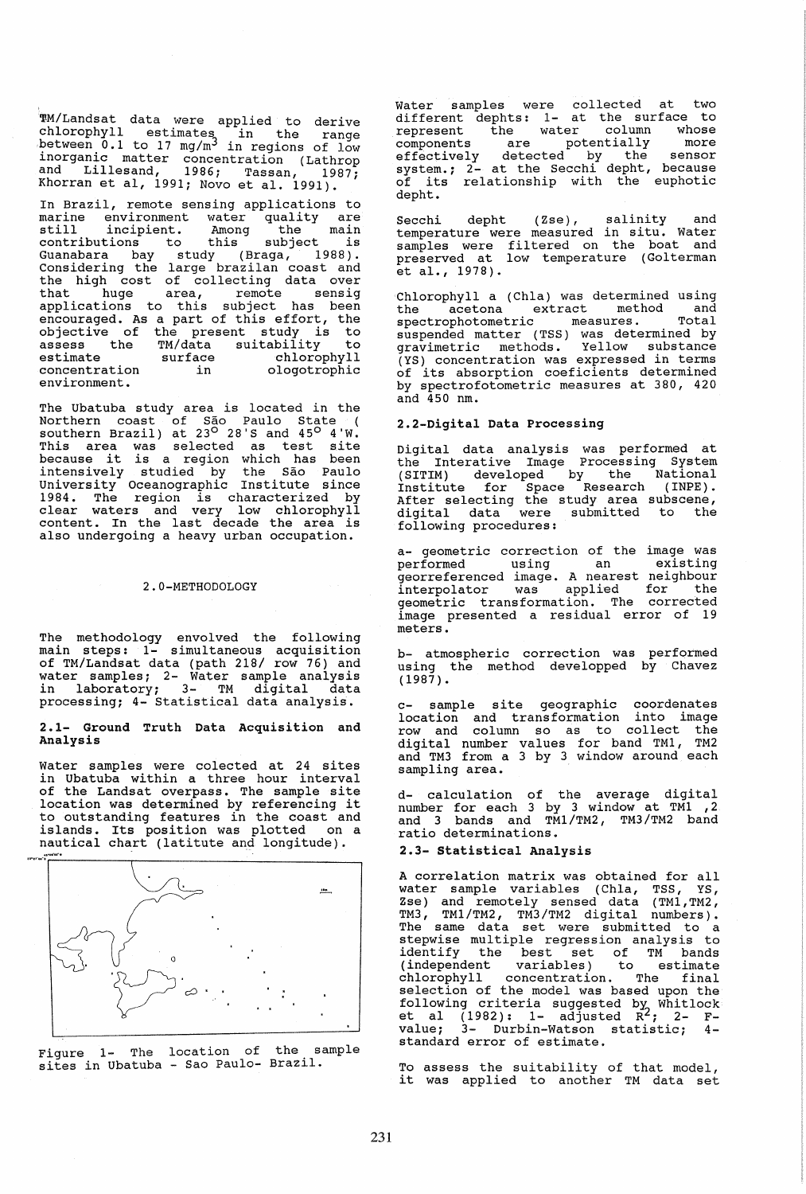TM/Landsat data were applied to derive chlorophyll estimates in the range between 0.1 to 17 mg/m$^3$ in regions of low inorganic matter concentration (Lathrop and Lillesand, 1986; Tassan, 1987; Khorran et al, 1991; Novo et al. 1991).

In Brazil, remote sensing applications to marine environment water quality are still incipient. Among the main contributions to this subject is Guanabara bay study (Braga, 1988). Considering the large brazilian coast and the high cost of collecting data over that huge area, remote sensig applications to this subject has been encouraged. As a part of this effort, the objective of the present study is to assess the TM/data suitability to estimate surface chlorophyll concentration in ologotrophic environment.

The Ubatuba study area is located in the Northern coast of São Paulo State ( southern Brazil) at 23$^o$ 28'S and 45$^o$ 4'W. This area was selected as test site because it is a region which has been intensively studied by the São Paulo University Oceanographic Institute since 1984. The region is characterized by clear waters and very low chlorophyll content. In the last decade the area is also undergoing a heavy urban occupation.

## 2.0-METHODOLOGY

The methodology envolved the following main steps: 1- simultaneous acquisition of TM/Landsat data (path 218/ row 76) and water samples; 2- Water sample analysis in laboratory; 3- TM digital data processing; 4- Statistical data analysis.

### 2.1- Ground Truth Data Acquisition and Analysis

Water samples were colected at 24 sites in Ubatuba within a three hour interval of the Landsat overpass. The sample site location was determined by referencing it to outstanding features in the coast and islands. Its position was plotted on a nautical chart (latitute and longitude).

Figure 1- The location of the sample sites in Ubatuba - Sao Paulo- Brazil.

Water samples were collected at two different dephts: 1- at the surface to represent the water column whose components are potentially more effectively detected by the sensor system.; 2- at the Secchi depht, because of its relationship with the euphotic depht.

Secchi depht (Zse), salinity and temperature were measured in situ. Water samples were filtered on the boat and preserved at low temperature (Golterman et al., 1978).

Chlorophyll a (Chla) was determined using the acetona extract method and spectrophotometric measures. Total suspended matter (TSS) was determined by gravimetric methods. Yellow substance (YS) concentration was expressed in terms of its absorption coeficients determined by spectrofotometric measures at 380, 420 and 450 nm.

### 2.2-Digital Data Processing

Digital data analysis was performed at the Interative Image Processing System (SITIM) developed by the National Institute for Space Research (INPE). After selecting the study area subscene, digital data were submitted to the following procedures:

a- geometric correction of the image was performed using an existing georreferenced image. A nearest neighbour interpolator was applied for the geometric transformation. The corrected image presented a residual error of 19 meters.

b- atmospheric correction was performed using the method developped by Chavez (1987).

c- sample site geographic coordenates location and transformation into image row and column so as to collect the digital number values for band TM1, TM2 and TM3 from a 3 by 3 window around each sampling area.

d- calculation of the average digital number for each 3 by 3 window at TM1 ,2 and 3 bands and TM1/TM2, TM3/TM2 band ratio determinations.

### 2.3- Statistical Analysis

A correlation matrix was obtained for all water sample variables (Chla, TSS, YS, Zse) and remotely sensed data (TM1,TM2, TM3, TM1/TM2, TM3/TM2 digital numbers). The same data set were submitted to a stepwise multiple regression analysis to identify the best set of TM bands (independent variables) to estimate chlorophyll concentration. The final selection of the model was based upon the following criteria suggested by Whitlock et al (1982): 1- adjusted $R^2$; 2- F-value; 3- Durbin-Watson statistic; 4- standard error of estimate.

To assess the suitability of that model, it was applied to another TM data set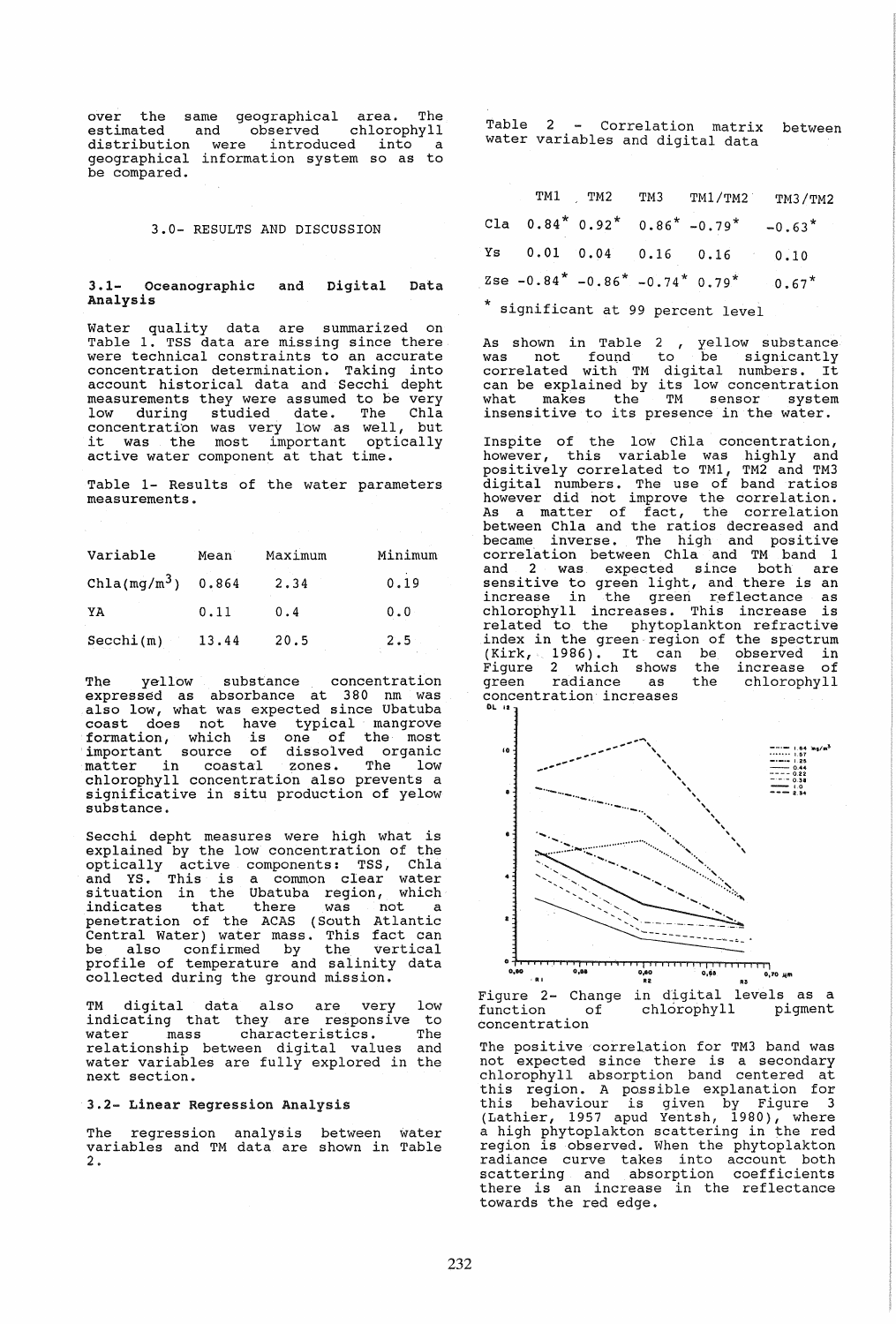over the same geographical area. The estimated and observed chlorophyll distribution were introduced into a geographical information system so as to be compared.

## 3.0- RESULTS AND DISCUSSION

### 3.1- Oceanographic and Digital Data Analysis

Water quality data are summarized on Table 1. TSS data are missing since there were technical constraints to an accurate concentration determination. Taking into account historical data and Secchi depht measurements they were assumed to be very low during studied date. The Chla concentration was very low as well, but it was the most important optically active water component at that time.

Table 1- Results of the water parameters measurements.

| Variable | Mean | Maximum | Minimum |
|---|---|---|---|
| Chla($mg/m^3$) | 0.864 | 2.34 | 0.19 |
| YA | 0.11 | 0.4 | 0.0 |
| Secchi(m) | 13.44 | 20.5 | 2.5 |

The yellow substance concentration expressed as absorbance at 380 nm was also low, what was expected since Ubatuba coast does not have typical mangrove formation, which is one of the most important source of dissolved organic matter in coastal zones. The low chlorophyll concentration also prevents a significative in situ production of yelow substance.

Secchi depht measures were high what is explained by the low concentration of the optically active components: TSS, Chla and YS. This is a common clear water situation in the Ubatuba region, which indicates that there was not a penetration of the ACAS (South Atlantic Central Water) water mass. This fact can be also confirmed by the vertical profile of temperature and salinity data collected during the ground mission.

TM digital data also are very low indicating that they are responsive to water mass characteristics. The relationship between digital values and water variables are fully explored in the next section.

### 3.2- Linear Regression Analysis

The regression analysis between water variables and TM data are shown in Table 2.

Table 2 - Correlation matrix between water variables and digital data

| | TM1 | TM2 | TM3 | TM1/TM2 | TM3/TM2 |
|---|---|---|---|---|---|
| Cla | 0.84* | 0.92* | 0.86* | -0.79* | -0.63* |
| Ys | 0.01 | 0.04 | 0.16 | 0.16 | 0.10 |
| Zse | -0.84* | -0.86* | -0.74* | 0.79* | 0.67* |

\* significant at 99 percent level

As shown in Table 2 , yellow substance was not found to be signicantly correlated with TM digital numbers. It can be explained by its low concentration what makes the TM sensor system insensitive to its presence in the water.

Inspite of the low Chla concentration, however, this variable was highly and positively correlated to TM1, TM2 and TM3 digital numbers. The use of band ratios however did not improve the correlation. As a matter of fact, the correlation between Chla and the ratios decreased and became inverse. The high and positive correlation between Chla and TM band 1 and 2 was expected since both are sensitive to green light, and there is an increase in the green reflectance as chlorophyll increases. This increase is related to the phytoplankton refractive index in the green region of the spectrum (Kirk, 1986). It can be observed in Figure 2 which shows the increase of green radiance as the chlorophyll concentration increases

Figure 2- Change in digital levels as a function of chlorophyll pigment concentration

The positive correlation for TM3 band was not expected since there is a secondary chlorophyll absorption band centered at this region. A possible explanation for this behaviour is given by Figure 3 (Lathier, 1957 apud Yentsh, 1980), where a high phytoplakton scattering in the red region is observed. When the phytoplakton radiance curve takes into account both scattering and absorption coefficients there is an increase in the reflectance towards the red edge.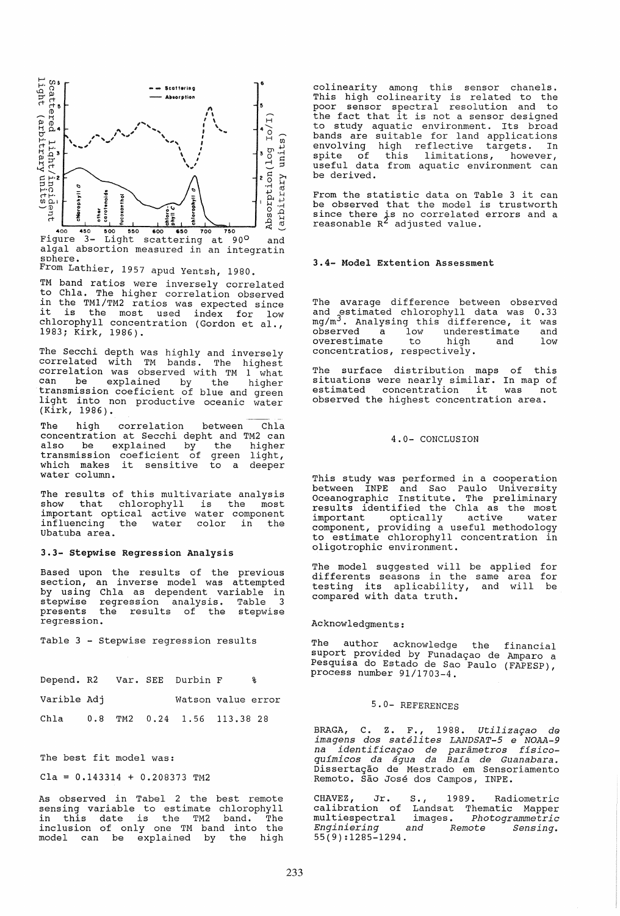Figure 3- Light scattering at 90° and algal absorption measured in an integratin sphere.
From Lathier, 1957 apud Yentsh, 1980.

TM band ratios were inversely correlated to Chla. The higher correlation observed in the TM1/TM2 ratios was expected since it is the most used index for low chlorophyll concentration (Gordon et al., 1983; Kirk, 1986).

The Secchi depth was highly and inversely correlated with TM bands. The highest correlation was observed with TM 1 what can be explained by the higher transmission coeficient of blue and green light into non productive oceanic water (Kirk, 1986).

The high correlation between Chla concentration at Secchi depht and TM2 can also be explained by the higher transmission coeficient of green light, which makes it sensitive to a deeper water column.

The results of this multivariate analysis show that chlorophyll is the most important optical active water component influencing the water color in the Ubatuba area.

### 3.3- Stepwise Regression Analysis

Based upon the results of the previous section, an inverse model was attempted by using Chla as dependent variable in stepwise regression analysis. Table 3 presents the results of the stepwise regression.

Table 3 - Stepwise regression results

| Depend. Varible | R2 Adj | Var. | SEE | Durbin Watson | F value | % error |
|---|---|---|---|---|---|---|
| Chla | 0.8 | TM2 | 0.24 | 1.56 | 113.38 | 28 |

The best fit model was:

Cla = 0.143314 + 0.208373 TM2

As observed in Tabel 2 the best remote sensing variable to estimate chlorophyll in this date is the TM2 band. The inclusion of only one TM band into the model can be explained by the high colinearity among this sensor chanels. This high colinearity is related to the poor sensor spectral resolution and to the fact that it is not a sensor designed to study aquatic environment. Its broad bands are suitable for land applications envolving high reflective targets. In spite of this limitations, however, useful data from aquatic environment can be derived.

From the statistic data on Table 3 it can be observed that the model is trustworth since there is no correlated errors and a reasonable $R^2$ adjusted value.

### 3.4- Model Extention Assessment

The avarage difference between observed and estimated chlorophyll data was 0.33 $mg/m^3$. Analysing this difference, it was observed a low underestimate and overestimate to high and low concentratios, respectively.

The surface distribution maps of this situations were nearly similar. In map of estimated concentration it was not observed the highest concentration area.

## 4.0- CONCLUSION

This study was performed in a cooperation between INPE and Sao Paulo University Oceanographic Institute. The preliminary results identified the Chla as the most important optically active water component, providing a useful methodology to estimate chlorophyll concentration in oligotrophic environment.

The model suggested will be applied for differents seasons in the same area for testing its aplicability, and will be compared with data truth.

Acknowledgments:

The author acknowledge the financial suport provided by Funadaçao de Amparo a Pesquisa do Estado de Sao Paulo (FAPESP), process number 91/1703-4.

## 5.0- REFERENCES

BRAGA, C. Z. F., 1988. *Utilizaçao de imagens dos satélites LANDSAT-5 e NOAA-9 na identificaçao de parâmetros físico-químicos da água da Baía de Guanabara.* Dissertação de Mestrado em Sensoriamento Remoto. São José dos Campos, INPE.

CHAVEZ, Jr. S., 1989. Radiometric calibration of Landsat Thematic Mapper multiespectral images. *Photogrammetric Enginiering and Remote Sensing.* 55(9):1285-1294.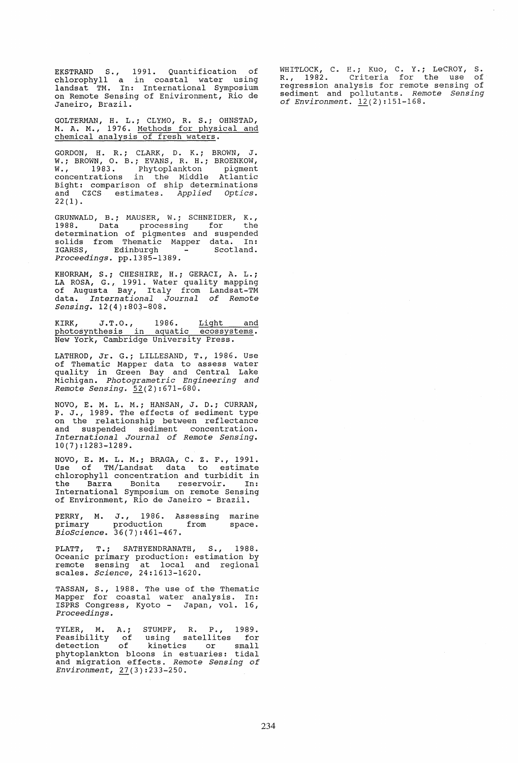EKSTRAND S., 1991. Quantification of chlorophyll a in coastal water using landsat TM. In: International Symposium on Remote Sensing of Enivironment, Rio de Janeiro, Brazil.

GOLTERMAN, H. L.; CLYMO, R. S.; OHNSTAD, M. A. M., 1976. Methods for physical and chemical analysis of fresh waters.

GORDON, H. R.; CLARK, D. K.; BROWN, J. W.; BROWN, O. B.; EVANS, R. H.; BROENKOW, W., 1983. Phytoplankton pigment concentrations in the Middle Atlantic Bight: comparison of ship determinations and CZCS estimates. *Applied Optics*. 22(1).

GRUNWALD, B.; MAUSER, W.; SCHNEIDER, K., 1988. Data processing for the determination of pigmentes and suspended solids from Thematic Mapper data. In: IGARSS, Edinburgh - Scotland. *Proceedings*. pp.1385-1389.

KHORRAM, S.; CHESHIRE, H.; GERACI, A. L.; LA ROSA, G., 1991. Water quality mapping of Augusta Bay, Italy from Landsat-TM data. *International Journal of Remote Sensing*. 12(4):803-808.

KIRK, J.T.O., 1986. Light and photosynthesis in aquatic ecossystems. New York, Cambridge University Press.

LATHROD, Jr. G.; LILLESAND, T., 1986. Use of Thematic Mapper data to assess water quality in Green Bay and Central Lake Michigan. *Photogrametric Engineering and Remote Sensing*. 52(2):671-680.

NOVO, E. M. L. M.; HANSAN, J. D.; CURRAN, P. J., 1989. The effects of sediment type on the relationship between reflectance and suspended sediment concentration. *International Journal of Remote Sensing*. 10(7):1283-1289.

NOVO, E. M. L. M.; BRAGA, C. Z. F., 1991. Use of TM/Landsat data to estimate chlorophyll concentration and turbidit in the Barra Bonita reservoir. In: International Symposium on remote Sensing of Environment, Rio de Janeiro - Brazil.

PERRY, M. J., 1986. Assessing marine primary production from space. *BioScience*. 36(7):461-467.

PLATT, T.; SATHYENDRANATH, S., 1988. Oceanic primary production: estimation by remote sensing at local and regional scales. *Science*, 24:1613-1620.

TASSAN, S., 1988. The use of the Thematic Mapper for coastal water analysis. In: ISPRS Congress, Kyoto - Japan, vol. 16, *Proceedings*.

TYLER, M. A.; STUMPF, R. P., 1989. Feasibility of using satellites for detection of kinetics or small phytoplankton bloons in estuaries: tidal and migration effects. *Remote Sensing of Environment*, 27(3):233-250.

WHITLOCK, C. H.; Kuo, C. Y.; LeCROY, S. R., 1982. Criteria for the use of regression analysis for remote sensing of sediment and pollutants. *Remote Sensing of Environment*. 12(2):151-168.